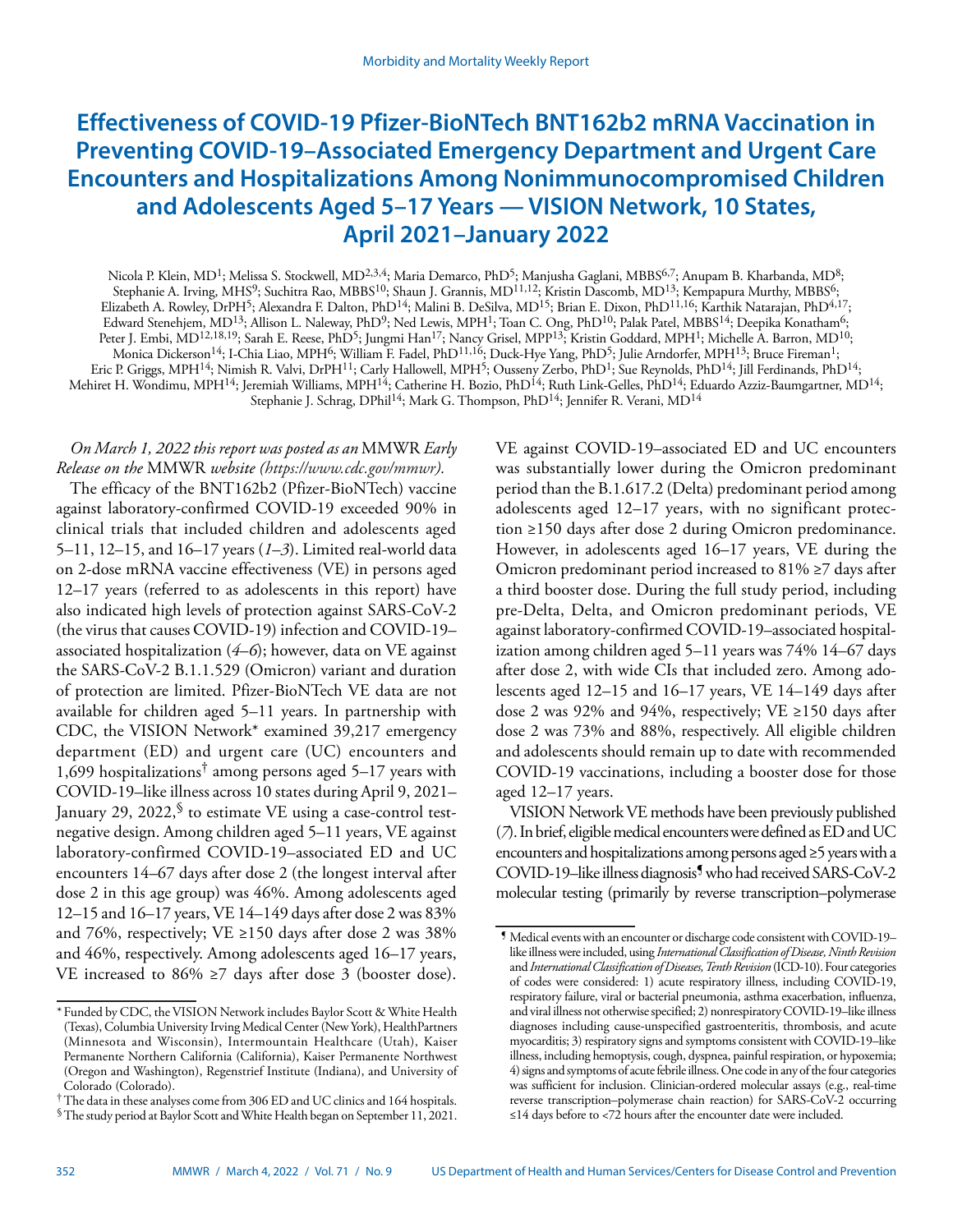# Effectiveness of COVID-19 Pfizer-BioNTech BNT162b2 mRNA Vaccination in Preventing COVID-19–Associated Emergency Department and Urgent Care Encounters and Hospitalizations Among Nonimmunocompromised Children and Adolescents Aged 5–17 Years — VISION Network, 10 States, April 2021–January 2022

Nicola P. Klein, MD[1]; Melissa S. Stockwell, MD[2,3,4]; Maria Demarco, PhD[5]; Manjusha Gaglani, MBBS[6,7]; Anupam B. Kharbanda, MD[8]; Stephanie A. Irving, MHS[9]; Suchitra Rao, MBBS[10]; Shaun J. Grannis, MD[11,12]; Kristin Dascomb, MD[13]; Kempapura Murthy, MBBS[6]; Elizabeth A. Rowley, DrPH[5]; Alexandra F. Dalton, PhD[14]; Malini B. DeSilva, MD[15]; Brian E. Dixon, PhD[11,16]; Karthik Natarajan, PhD[4,17]; Edward Stenehjem, MD[13]; Allison L. Naleway, PhD[9]; Ned Lewis, MPH[1]; Toan C. Ong, PhD[10]; Palak Patel, MBBS[14]; Deepika Konatham[6]; Peter J. Embi, MD[12,18,19]; Sarah E. Reese, PhD[5]; Jungmi Han[17]; Nancy Grisel, MPP[13]; Kristin Goddard, MPH[1]; Michelle A. Barron, MD[10]; Monica Dickerson[14]; I-Chia Liao, MPH[6]; William F. Fadel, PhD[11,16]; Duck-Hye Yang, PhD[5]; Julie Arndorfer, MPH[13]; Bruce Fireman[1]; Eric P. Griggs, MPH[14]; Nimish R. Valvi, DrPH[11]; Carly Hallowell, MPH[5]; Ousseny Zerbo, PhD[1]; Sue Reynolds, PhD[14]; Jill Ferdinands, PhD[14]; Mehiret H. Wondimu, MPH[14]; Jeremiah Williams, MPH[14]; Catherine H. Bozio, PhD[14]; Ruth Link-Gelles, PhD[14]; Eduardo Azziz-Baumgartner, MD[14]; Stephanie J. Schrag, DPhil[14]; Mark G. Thompson, PhD[14]; Jennifer R. Verani, MD[14]

*On March 1, 2022 this report was posted as an* MMWR *Early Release on the* MMWR *website (https://www.cdc.gov/mmwr).*

The efficacy of the BNT162b2 (Pfizer-BioNTech) vaccine against laboratory-confirmed COVID-19 exceeded 90% in clinical trials that included children and adolescents aged 5–11, 12–15, and 16–17 years (*1*–*3*). Limited real-world data on 2-dose mRNA vaccine effectiveness (VE) in persons aged 12–17 years (referred to as adolescents in this report) have also indicated high levels of protection against SARS-CoV-2 (the virus that causes COVID-19) infection and COVID-19–associated hospitalization (*4*–*6*); however, data on VE against the SARS-CoV-2 B.1.1.529 (Omicron) variant and duration of protection are limited. Pfizer-BioNTech VE data are not available for children aged 5–11 years. In partnership with CDC, the VISION Network* examined 39,217 emergency department (ED) and urgent care (UC) encounters and 1,699 hospitalizations† among persons aged 5–17 years with COVID-19–like illness across 10 states during April 9, 2021–January 29, 2022,§ to estimate VE using a case-control test-negative design. Among children aged 5–11 years, VE against laboratory-confirmed COVID-19–associated ED and UC encounters 14–67 days after dose 2 (the longest interval after dose 2 in this age group) was 46%. Among adolescents aged 12–15 and 16–17 years, VE 14–149 days after dose 2 was 83% and 76%, respectively; VE ≥150 days after dose 2 was 38% and 46%, respectively. Among adolescents aged 16–17 years, VE increased to 86% ≥7 days after dose 3 (booster dose). VE against COVID-19–associated ED and UC encounters was substantially lower during the Omicron predominant period than the B.1.617.2 (Delta) predominant period among adolescents aged 12–17 years, with no significant protection ≥150 days after dose 2 during Omicron predominance. However, in adolescents aged 16–17 years, VE during the Omicron predominant period increased to 81% ≥7 days after a third booster dose. During the full study period, including pre-Delta, Delta, and Omicron predominant periods, VE against laboratory-confirmed COVID-19–associated hospitalization among children aged 5–11 years was 74% 14–67 days after dose 2, with wide CIs that included zero. Among adolescents aged 12–15 and 16–17 years, VE 14–149 days after dose 2 was 92% and 94%, respectively; VE ≥150 days after dose 2 was 73% and 88%, respectively. All eligible children and adolescents should remain up to date with recommended COVID-19 vaccinations, including a booster dose for those aged 12–17 years.

VISION Network VE methods have been previously published (*7*). In brief, eligible medical encounters were defined as ED and UC encounters and hospitalizations among persons aged ≥5 years with a COVID-19–like illness diagnosis¶ who had received SARS-CoV-2 molecular testing (primarily by reverse transcription–polymerase

---

* Funded by CDC, the VISION Network includes Baylor Scott & White Health (Texas), Columbia University Irving Medical Center (New York), HealthPartners (Minnesota and Wisconsin), Intermountain Healthcare (Utah), Kaiser Permanente Northern California (California), Kaiser Permanente Northwest (Oregon and Washington), Regenstrief Institute (Indiana), and University of Colorado (Colorado).

† The data in these analyses come from 306 ED and UC clinics and 164 hospitals.

§ The study period at Baylor Scott and White Health began on September 11, 2021.

¶ Medical events with an encounter or discharge code consistent with COVID-19–like illness were included, using *International Classification of Disease, Ninth Revision* and *International Classification of Diseases, Tenth Revision* (ICD-10). Four categories of codes were considered: 1) acute respiratory illness, including COVID-19, respiratory failure, viral or bacterial pneumonia, asthma exacerbation, influenza, and viral illness not otherwise specified; 2) nonrespiratory COVID-19–like illness diagnoses including cause-unspecified gastroenteritis, thrombosis, and acute myocarditis; 3) respiratory signs and symptoms consistent with COVID-19–like illness, including hemoptysis, cough, dyspnea, painful respiration, or hypoxemia; 4) signs and symptoms of acute febrile illness. One code in any of the four categories was sufficient for inclusion. Clinician-ordered molecular assays (e.g., real-time reverse transcription–polymerase chain reaction) for SARS-CoV-2 occurring ≤14 days before to <72 hours after the encounter date were included.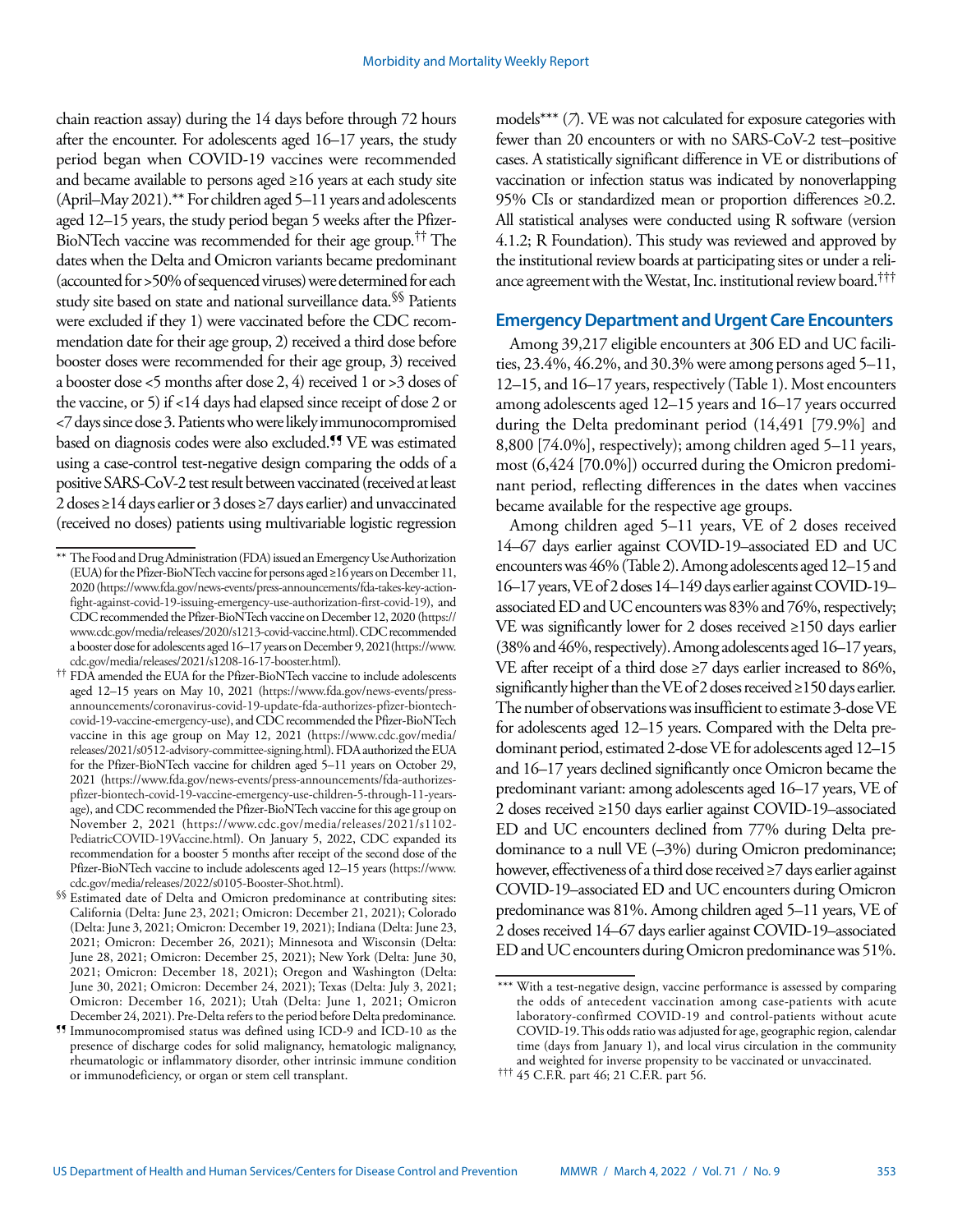chain reaction assay) during the 14 days before through 72 hours after the encounter. For adolescents aged 16–17 years, the study period began when COVID-19 vaccines were recommended and became available to persons aged ≥16 years at each study site (April–May 2021).[**] For children aged 5–11 years and adolescents aged 12–15 years, the study period began 5 weeks after the Pfizer-BioNTech vaccine was recommended for their age group.[††] The dates when the Delta and Omicron variants became predominant (accounted for >50% of sequenced viruses) were determined for each study site based on state and national surveillance data.[§§] Patients were excluded if they 1) were vaccinated before the CDC recommendation date for their age group, 2) received a third dose before booster doses were recommended for their age group, 3) received a booster dose <5 months after dose 2, 4) received 1 or >3 doses of the vaccine, or 5) if <14 days had elapsed since receipt of dose 2 or <7 days since dose 3. Patients who were likely immunocompromised based on diagnosis codes were also excluded.[¶¶] VE was estimated using a case-control test-negative design comparing the odds of a positive SARS-CoV-2 test result between vaccinated (received at least 2 doses ≥14 days earlier or 3 doses ≥7 days earlier) and unvaccinated (received no doses) patients using multivariable logistic regression models[***] (*7*). VE was not calculated for exposure categories with fewer than 20 encounters or with no SARS-CoV-2 test–positive cases. A statistically significant difference in VE or distributions of vaccination or infection status was indicated by nonoverlapping 95% CIs or standardized mean or proportion differences ≥0.2. All statistical analyses were conducted using R software (version 4.1.2; R Foundation). This study was reviewed and approved by the institutional review boards at participating sites or under a reliance agreement with the Westat, Inc. institutional review board.[†††]

## Emergency Department and Urgent Care Encounters

Among 39,217 eligible encounters at 306 ED and UC facilities, 23.4%, 46.2%, and 30.3% were among persons aged 5–11, 12–15, and 16–17 years, respectively (Table 1). Most encounters among adolescents aged 12–15 years and 16–17 years occurred during the Delta predominant period (14,491 [79.9%] and 8,800 [74.0%], respectively); among children aged 5–11 years, most (6,424 [70.0%]) occurred during the Omicron predominant period, reflecting differences in the dates when vaccines became available for the respective age groups.

Among children aged 5–11 years, VE of 2 doses received 14–67 days earlier against COVID-19–associated ED and UC encounters was 46% (Table 2). Among adolescents aged 12–15 and 16–17 years, VE of 2 doses 14–149 days earlier against COVID-19–associated ED and UC encounters was 83% and 76%, respectively; VE was significantly lower for 2 doses received ≥150 days earlier (38% and 46%, respectively). Among adolescents aged 16–17 years, VE after receipt of a third dose ≥7 days earlier increased to 86%, significantly higher than the VE of 2 doses received ≥150 days earlier. The number of observations was insufficient to estimate 3-dose VE for adolescents aged 12–15 years. Compared with the Delta predominant period, estimated 2-dose VE for adolescents aged 12–15 and 16–17 years declined significantly once Omicron became the predominant variant: among adolescents aged 16–17 years, VE of 2 doses received ≥150 days earlier against COVID-19–associated ED and UC encounters declined from 77% during Delta predominance to a null VE (–3%) during Omicron predominance; however, effectiveness of a third dose received ≥7 days earlier against COVID-19–associated ED and UC encounters during Omicron predominance was 81%. Among children aged 5–11 years, VE of 2 doses received 14–67 days earlier against COVID-19–associated ED and UC encounters during Omicron predominance was 51%.

---

[**] The Food and Drug Administration (FDA) issued an Emergency Use Authorization (EUA) for the Pfizer-BioNTech vaccine for persons aged ≥16 years on December 11, 2020 (https://www.fda.gov/news-events/press-announcements/fda-takes-key-action-fight-against-covid-19-issuing-emergency-use-authorization-first-covid-19), and CDC recommended the Pfizer-BioNTech vaccine on December 12, 2020 (https://www.cdc.gov/media/releases/2020/s1213-covid-vaccine.html). CDC recommended a booster dose for adolescents aged 16–17 years on December 9, 2021 (https://www.cdc.gov/media/releases/2021/s1208-16-17-booster.html).

[††] FDA amended the EUA for the Pfizer-BioNTech vaccine to include adolescents aged 12–15 years on May 10, 2021 (https://www.fda.gov/news-events/press-announcements/coronavirus-covid-19-update-fda-authorizes-pfizer-biontech-covid-19-vaccine-emergency-use), and CDC recommended the Pfizer-BioNTech vaccine in this age group on May 12, 2021 (https://www.cdc.gov/media/releases/2021/s0512-advisory-committee-signing.html). FDA authorized the EUA for the Pfizer-BioNTech vaccine for children aged 5–11 years on October 29, 2021 (https://www.fda.gov/news-events/press-announcements/fda-authorizes-pfizer-biontech-covid-19-vaccine-emergency-use-children-5-through-11-years-age), and CDC recommended the Pfizer-BioNTech vaccine for this age group on November 2, 2021 (https://www.cdc.gov/media/releases/2021/s1102-PediatricCOVID-19Vaccine.html). On January 5, 2022, CDC expanded its recommendation for a booster 5 months after receipt of the second dose of the Pfizer-BioNTech vaccine to include adolescents aged 12–15 years (https://www.cdc.gov/media/releases/2022/s0105-Booster-Shot.html).

[§§] Estimated date of Delta and Omicron predominance at contributing sites: California (Delta: June 23, 2021; Omicron: December 21, 2021); Colorado (Delta: June 3, 2021; Omicron: December 19, 2021); Indiana (Delta: June 23, 2021; Omicron: December 26, 2021); Minnesota and Wisconsin (Delta: June 28, 2021; Omicron: December 25, 2021); New York (Delta: June 30, 2021; Omicron: December 18, 2021); Oregon and Washington (Delta: June 30, 2021; Omicron: December 24, 2021); Texas (Delta: July 3, 2021; Omicron: December 16, 2021); Utah (Delta: June 1, 2021; Omicron December 24, 2021). Pre-Delta refers to the period before Delta predominance.

[¶¶] Immunocompromised status was defined using ICD-9 and ICD-10 as the presence of discharge codes for solid malignancy, hematologic malignancy, rheumatologic or inflammatory disorder, other intrinsic immune condition or immunodeficiency, or organ or stem cell transplant.

[***] With a test-negative design, vaccine performance is assessed by comparing the odds of antecedent vaccination among case-patients with acute laboratory-confirmed COVID-19 and control-patients without acute COVID-19. This odds ratio was adjusted for age, geographic region, calendar time (days from January 1), and local virus circulation in the community and weighted for inverse propensity to be vaccinated or unvaccinated.

[†††] 45 C.F.R. part 46; 21 C.F.R. part 56.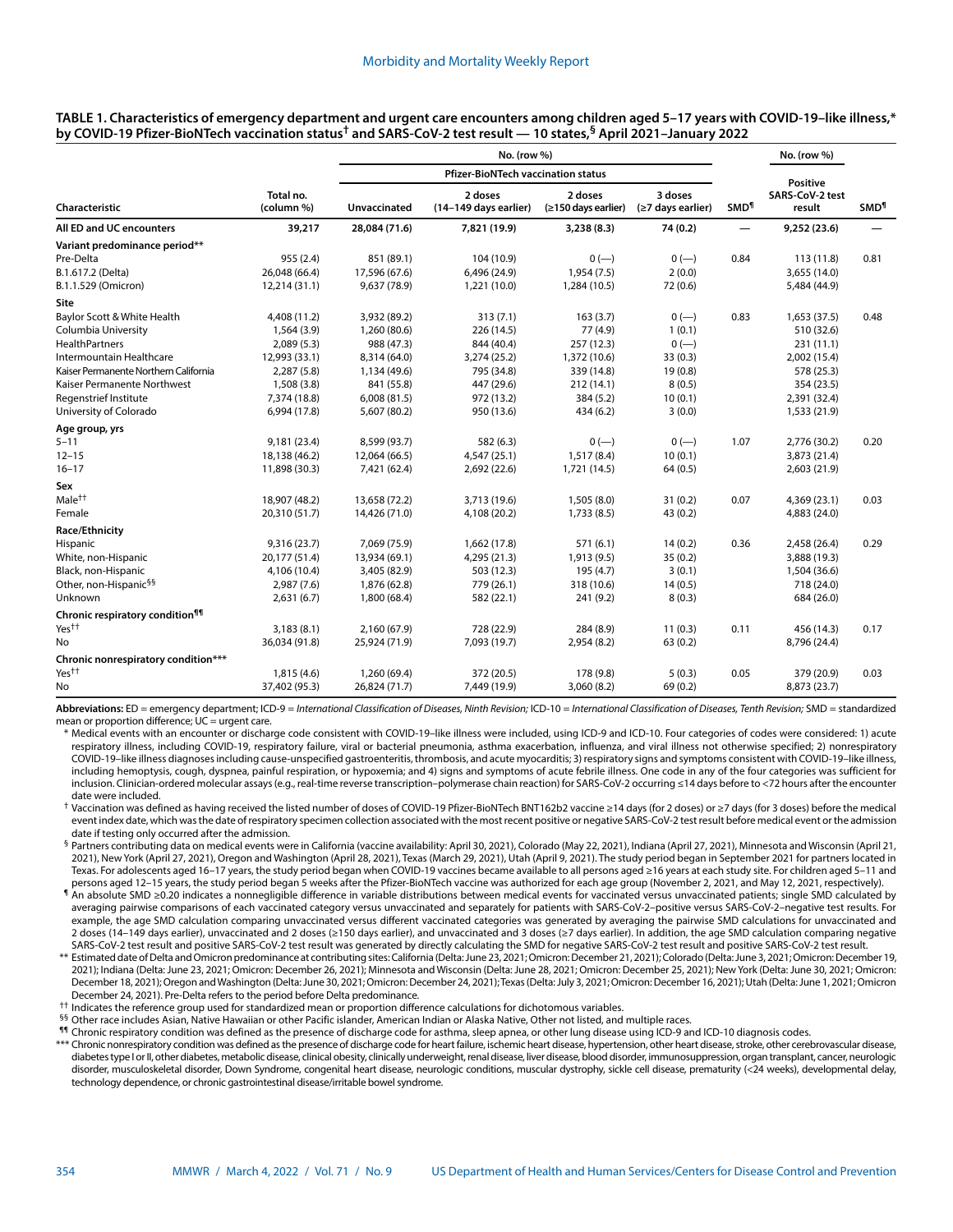**TABLE 1. Characteristics of emergency department and urgent care encounters among children aged 5–17 years with COVID-19–like illness,* by COVID-19 Pfizer-BioNTech vaccination status[†] and SARS-CoV-2 test result — 10 states,[§] April 2021–January 2022**

| Characteristic | Total no. (column %) | No. (row %) | | | | | No. (row %) | |
|---|---|---|---|---|---|---|---|---|
| | | Pfizer-BioNTech vaccination status | | | | | | |
| | | Unvaccinated | 2 doses (14–149 days earlier) | 2 doses (≥150 days earlier) | 3 doses (≥7 days earlier) | SMD[¶] | Positive SARS-CoV-2 test result | SMD[¶] |
| **All ED and UC encounters** | **39,217** | **28,084 (71.6)** | **7,821 (19.9)** | **3,238 (8.3)** | **74 (0.2)** | **—** | **9,252 (23.6)** | **—** |
| **Variant predominance period**** | | | | | | | | |
| Pre-Delta | 955 (2.4) | 851 (89.1) | 104 (10.9) | 0 (—) | 0 (—) | 0.84 | 113 (11.8) | 0.81 |
| B.1.617.2 (Delta) | 26,048 (66.4) | 17,596 (67.6) | 6,496 (24.9) | 1,954 (7.5) | 2 (0.0) | | 3,655 (14.0) | |
| B.1.1.529 (Omicron) | 12,214 (31.1) | 9,637 (78.9) | 1,221 (10.0) | 1,284 (10.5) | 72 (0.6) | | 5,484 (44.9) | |
| **Site** | | | | | | | | |
| Baylor Scott & White Health | 4,408 (11.2) | 3,932 (89.2) | 313 (7.1) | 163 (3.7) | 0 (—) | 0.83 | 1,653 (37.5) | 0.48 |
| Columbia University | 1,564 (3.9) | 1,260 (80.6) | 226 (14.5) | 77 (4.9) | 1 (0.1) | | 510 (32.6) | |
| HealthPartners | 2,089 (5.3) | 988 (47.3) | 844 (40.4) | 257 (12.3) | 0 (—) | | 231 (11.1) | |
| Intermountain Healthcare | 12,993 (33.1) | 8,314 (64.0) | 3,274 (25.2) | 1,372 (10.6) | 33 (0.3) | | 2,002 (15.4) | |
| Kaiser Permanente Northern California | 2,287 (5.8) | 1,134 (49.6) | 795 (34.8) | 339 (14.8) | 19 (0.8) | | 578 (25.3) | |
| Kaiser Permanente Northwest | 1,508 (3.8) | 841 (55.8) | 447 (29.6) | 212 (14.1) | 8 (0.5) | | 354 (23.5) | |
| Regenstrief Institute | 7,374 (18.8) | 6,008 (81.5) | 972 (13.2) | 384 (5.2) | 10 (0.1) | | 2,391 (32.4) | |
| University of Colorado | 6,994 (17.8) | 5,607 (80.2) | 950 (13.6) | 434 (6.2) | 3 (0.0) | | 1,533 (21.9) | |
| **Age group, yrs** | | | | | | | | |
| 5–11 | 9,181 (23.4) | 8,599 (93.7) | 582 (6.3) | 0 (—) | 0 (—) | 1.07 | 2,776 (30.2) | 0.20 |
| 12–15 | 18,138 (46.2) | 12,064 (66.5) | 4,547 (25.1) | 1,517 (8.4) | 10 (0.1) | | 3,873 (21.4) | |
| 16–17 | 11,898 (30.3) | 7,421 (62.4) | 2,692 (22.6) | 1,721 (14.5) | 64 (0.5) | | 2,603 (21.9) | |
| **Sex** | | | | | | | | |
| Male[††] | 18,907 (48.2) | 13,658 (72.2) | 3,713 (19.6) | 1,505 (8.0) | 31 (0.2) | 0.07 | 4,369 (23.1) | 0.03 |
| Female | 20,310 (51.7) | 14,426 (71.0) | 4,108 (20.2) | 1,733 (8.5) | 43 (0.2) | | 4,883 (24.0) | |
| **Race/Ethnicity** | | | | | | | | |
| Hispanic | 9,316 (23.7) | 7,069 (75.9) | 1,662 (17.8) | 571 (6.1) | 14 (0.2) | 0.36 | 2,458 (26.4) | 0.29 |
| White, non-Hispanic | 20,177 (51.4) | 13,934 (69.1) | 4,295 (21.3) | 1,913 (9.5) | 35 (0.2) | | 3,888 (19.3) | |
| Black, non-Hispanic | 4,106 (10.4) | 3,405 (82.9) | 503 (12.3) | 195 (4.7) | 3 (0.1) | | 1,504 (36.6) | |
| Other, non-Hispanic[§§] | 2,987 (7.6) | 1,876 (62.8) | 779 (26.1) | 318 (10.6) | 14 (0.5) | | 718 (24.0) | |
| Unknown | 2,631 (6.7) | 1,800 (68.4) | 582 (22.1) | 241 (9.2) | 8 (0.3) | | 684 (26.0) | |
| **Chronic respiratory condition**[¶¶] | | | | | | | | |
| Yes[††] | 3,183 (8.1) | 2,160 (67.9) | 728 (22.9) | 284 (8.9) | 11 (0.3) | 0.11 | 456 (14.3) | 0.17 |
| No | 36,034 (91.8) | 25,924 (71.9) | 7,093 (19.7) | 2,954 (8.2) | 63 (0.2) | | 8,796 (24.4) | |
| **Chronic nonrespiratory condition***** | | | | | | | | |
| Yes[††] | 1,815 (4.6) | 1,260 (69.4) | 372 (20.5) | 178 (9.8) | 5 (0.3) | 0.05 | 379 (20.9) | 0.03 |
| No | 37,402 (95.3) | 26,824 (71.7) | 7,449 (19.9) | 3,060 (8.2) | 69 (0.2) | | 8,873 (23.7) | |

**Abbreviations:** ED = emergency department; ICD-9 = *International Classification of Diseases, Ninth Revision;* ICD-10 = *International Classification of Diseases, Tenth Revision;* SMD = standardized mean or proportion difference; UC = urgent care.

\* Medical events with an encounter or discharge code consistent with COVID-19–like illness were included, using ICD-9 and ICD-10. Four categories of codes were considered: 1) acute respiratory illness, including COVID-19, respiratory failure, viral or bacterial pneumonia, asthma exacerbation, influenza, and viral illness not otherwise specified; 2) nonrespiratory COVID-19–like illness diagnoses including cause-unspecified gastroenteritis, thrombosis, and acute myocarditis; 3) respiratory signs and symptoms consistent with COVID-19–like illness, including hemoptysis, cough, dyspnea, painful respiration, or hypoxemia; and 4) signs and symptoms of acute febrile illness. One code in any of the four categories was sufficient for inclusion. Clinician-ordered molecular assays (e.g., real-time reverse transcription–polymerase chain reaction) for SARS-CoV-2 occurring ≤14 days before to <72 hours after the encounter date were included.

† Vaccination was defined as having received the listed number of doses of COVID-19 Pfizer-BioNTech BNT162b2 vaccine ≥14 days (for 2 doses) or ≥7 days (for 3 doses) before the medical event index date, which was the date of respiratory specimen collection associated with the most recent positive or negative SARS-CoV-2 test result before medical event or the admission date if testing only occurred after the admission.

§ Partners contributing data on medical events were in California (vaccine availability: April 30, 2021), Colorado (May 22, 2021), Indiana (April 27, 2021), Minnesota and Wisconsin (April 21, 2021), New York (April 27, 2021), Oregon and Washington (April 28, 2021), Texas (March 29, 2021), Utah (April 9, 2021). The study period began in September 2021 for partners located in Texas. For adolescents aged 16–17 years, the study period began when COVID-19 vaccines became available to all persons aged ≥16 years at each study site. For children aged 5–11 and persons aged 12–15 years, the study period began 5 weeks after the Pfizer-BioNTech vaccine was authorized for each age group (November 2, 2021, and May 12, 2021, respectively).

¶ An absolute SMD ≥0.20 indicates a nonnegligible difference in variable distributions between medical events for vaccinated versus unvaccinated patients; single SMD calculated by averaging pairwise comparisons of each vaccinated category versus unvaccinated and separately for patients with SARS-CoV-2–positive versus SARS-CoV-2–negative test results. For example, the age SMD calculation comparing unvaccinated versus different vaccinated categories was generated by averaging the pairwise SMD calculations for unvaccinated and 2 doses (14–149 days earlier), unvaccinated and 2 doses (≥150 days earlier), and unvaccinated and 3 doses (≥7 days earlier). In addition, the age SMD calculation comparing negative SARS-CoV-2 test result and positive SARS-CoV-2 test result was generated by directly calculating the SMD for negative SARS-CoV-2 test result and positive SARS-CoV-2 test result.

** Estimated date of Delta and Omicron predominance at contributing sites: California (Delta: June 23, 2021; Omicron: December 21, 2021); Colorado (Delta: June 3, 2021; Omicron: December 19, 2021); Indiana (Delta: June 23, 2021; Omicron: December 26, 2021); Minnesota and Wisconsin (Delta: June 28, 2021; Omicron: December 25, 2021); New York (Delta: June 30, 2021; Omicron: December 18, 2021); Oregon and Washington (Delta: June 30, 2021; Omicron: December 24, 2021); Texas (Delta: July 3, 2021; Omicron: December 16, 2021); Utah (Delta: June 1, 2021; Omicron December 24, 2021). Pre-Delta refers to the period before Delta predominance.

†† Indicates the reference group used for standardized mean or proportion difference calculations for dichotomous variables.

§§ Other race includes Asian, Native Hawaiian or other Pacific islander, American Indian or Alaska Native, Other not listed, and multiple races.

¶¶ Chronic respiratory condition was defined as the presence of discharge code for asthma, sleep apnea, or other lung disease using ICD-9 and ICD-10 diagnosis codes.

*** Chronic nonrespiratory condition was defined as the presence of discharge code for heart failure, ischemic heart disease, hypertension, other heart disease, stroke, other cerebrovascular disease, diabetes type I or II, other diabetes, metabolic disease, clinical obesity, clinically underweight, renal disease, liver disease, blood disorder, immunosuppression, organ transplant, cancer, neurologic disorder, musculoskeletal disorder, Down Syndrome, congenital heart disease, neurologic conditions, muscular dystrophy, sickle cell disease, prematurity (<24 weeks), developmental delay, technology dependence, or chronic gastrointestinal disease/irritable bowel syndrome.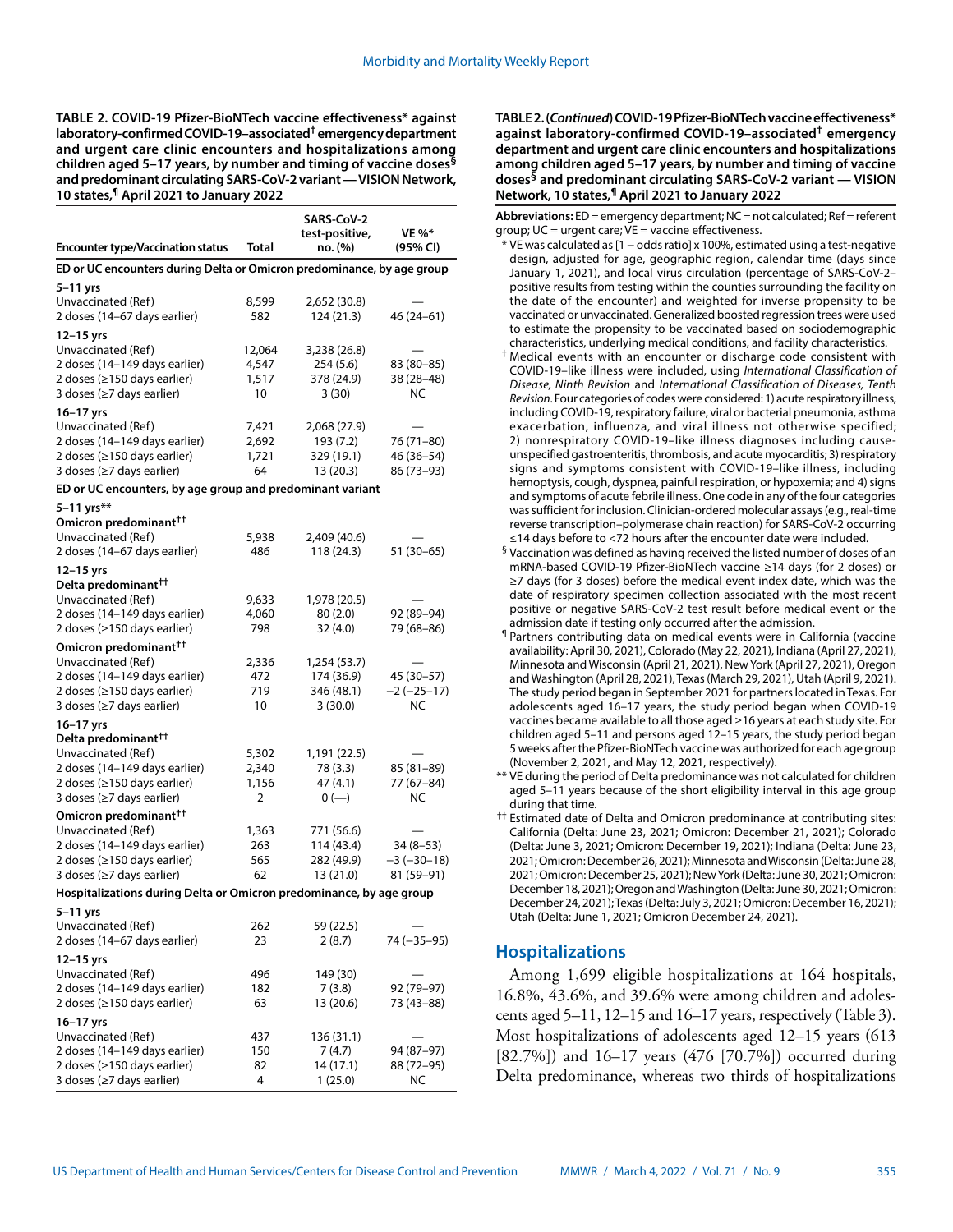**TABLE 2. COVID-19 Pfizer-BioNTech vaccine effectiveness* against laboratory-confirmed COVID-19–associated† emergency department and urgent care clinic encounters and hospitalizations among children aged 5–17 years, by number and timing of vaccine doses§ and predominant circulating SARS-CoV-2 variant — VISION Network, 10 states,¶ April 2021 to January 2022**

| Encounter type/Vaccination status | Total | SARS-CoV-2 test-positive, no. (%) | VE %* (95% CI) |
|---|---|---|---|
| **ED or UC encounters during Delta or Omicron predominance, by age group** | | | |
| **5–11 yrs** | | | |
| Unvaccinated (Ref) | 8,599 | 2,652 (30.8) | — |
| 2 doses (14–67 days earlier) | 582 | 124 (21.3) | 46 (24–61) |
| **12–15 yrs** | | | |
| Unvaccinated (Ref) | 12,064 | 3,238 (26.8) | — |
| 2 doses (14–149 days earlier) | 4,547 | 254 (5.6) | 83 (80–85) |
| 2 doses (≥150 days earlier) | 1,517 | 378 (24.9) | 38 (28–48) |
| 3 doses (≥7 days earlier) | 10 | 3 (30) | NC |
| **16–17 yrs** | | | |
| Unvaccinated (Ref) | 7,421 | 2,068 (27.9) | — |
| 2 doses (14–149 days earlier) | 2,692 | 193 (7.2) | 76 (71–80) |
| 2 doses (≥150 days earlier) | 1,721 | 329 (19.1) | 46 (36–54) |
| 3 doses (≥7 days earlier) | 64 | 13 (20.3) | 86 (73–93) |
| **ED or UC encounters, by age group and predominant variant** | | | |
| **5–11 yrs\*\*** | | | |
| **Omicron predominant††** | | | |
| Unvaccinated (Ref) | 5,938 | 2,409 (40.6) | — |
| 2 doses (14–67 days earlier) | 486 | 118 (24.3) | 51 (30–65) |
| **12–15 yrs** | | | |
| **Delta predominant††** | | | |
| Unvaccinated (Ref) | 9,633 | 1,978 (20.5) | — |
| 2 doses (14–149 days earlier) | 4,060 | 80 (2.0) | 92 (89–94) |
| 2 doses (≥150 days earlier) | 798 | 32 (4.0) | 79 (68–86) |
| **Omicron predominant††** | | | |
| Unvaccinated (Ref) | 2,336 | 1,254 (53.7) | — |
| 2 doses (14–149 days earlier) | 472 | 174 (36.9) | 45 (30–57) |
| 2 doses (≥150 days earlier) | 719 | 346 (48.1) | −2 (−25–17) |
| 3 doses (≥7 days earlier) | 10 | 3 (30.0) | NC |
| **16–17 yrs** | | | |
| **Delta predominant††** | | | |
| Unvaccinated (Ref) | 5,302 | 1,191 (22.5) | — |
| 2 doses (14–149 days earlier) | 2,340 | 78 (3.3) | 85 (81–89) |
| 2 doses (≥150 days earlier) | 1,156 | 47 (4.1) | 77 (67–84) |
| 3 doses (≥7 days earlier) | 2 | 0 (—) | NC |
| **Omicron predominant††** | | | |
| Unvaccinated (Ref) | 1,363 | 771 (56.6) | — |
| 2 doses (14–149 days earlier) | 263 | 114 (43.4) | 34 (8–53) |
| 2 doses (≥150 days earlier) | 565 | 282 (49.9) | −3 (−30–18) |
| 3 doses (≥7 days earlier) | 62 | 13 (21.0) | 81 (59–91) |
| **Hospitalizations during Delta or Omicron predominance, by age group** | | | |
| **5–11 yrs** | | | |
| Unvaccinated (Ref) | 262 | 59 (22.5) | — |
| 2 doses (14–67 days earlier) | 23 | 2 (8.7) | 74 (−35–95) |
| **12–15 yrs** | | | |
| Unvaccinated (Ref) | 496 | 149 (30) | — |
| 2 doses (14–149 days earlier) | 182 | 7 (3.8) | 92 (79–97) |
| 2 doses (≥150 days earlier) | 63 | 13 (20.6) | 73 (43–88) |
| **16–17 yrs** | | | |
| Unvaccinated (Ref) | 437 | 136 (31.1) | — |
| 2 doses (14–149 days earlier) | 150 | 7 (4.7) | 94 (87–97) |
| 2 doses (≥150 days earlier) | 82 | 14 (17.1) | 88 (72–95) |
| 3 doses (≥7 days earlier) | 4 | 1 (25.0) | NC |

**Abbreviations:** ED = emergency department; NC = not calculated; Ref = referent group; UC = urgent care; VE = vaccine effectiveness.

\* VE was calculated as [1 – odds ratio] x 100%, estimated using a test-negative design, adjusted for age, geographic region, calendar time (days since January 1, 2021), and local virus circulation (percentage of SARS-CoV-2–positive results from testing within the counties surrounding the facility on the date of the encounter) and weighted for inverse propensity to be vaccinated or unvaccinated. Generalized boosted regression trees were used to estimate the propensity to be vaccinated based on sociodemographic characteristics, underlying medical conditions, and facility characteristics.

† Medical events with an encounter or discharge code consistent with COVID-19–like illness were included, using *International Classification of Disease, Ninth Revision* and *International Classification of Diseases, Tenth Revision*. Four categories of codes were considered: 1) acute respiratory illness, including COVID-19, respiratory failure, viral or bacterial pneumonia, asthma exacerbation, influenza, and viral illness not otherwise specified; 2) nonrespiratory COVID-19–like illness diagnoses including cause-unspecified gastroenteritis, thrombosis, and acute myocarditis; 3) respiratory signs and symptoms consistent with COVID-19–like illness, including hemoptysis, cough, dyspnea, painful respiration, or hypoxemia; and 4) signs and symptoms of acute febrile illness. One code in any of the four categories was sufficient for inclusion. Clinician-ordered molecular assays (e.g., real-time reverse transcription–polymerase chain reaction) for SARS-CoV-2 occurring ≤14 days before to <72 hours after the encounter date were included.

§ Vaccination was defined as having received the listed number of doses of an mRNA-based COVID-19 Pfizer-BioNTech vaccine ≥14 days (for 2 doses) or ≥7 days (for 3 doses) before the medical event index date, which was the date of respiratory specimen collection associated with the most recent positive or negative SARS-CoV-2 test result before medical event or the admission date if testing only occurred after the admission.

¶ Partners contributing data on medical events were in California (vaccine availability: April 30, 2021), Colorado (May 22, 2021), Indiana (April 27, 2021), Minnesota and Wisconsin (April 21, 2021), New York (April 27, 2021), Oregon and Washington (April 28, 2021), Texas (March 29, 2021), Utah (April 9, 2021). The study period began in September 2021 for partners located in Texas. For adolescents aged 16–17 years, the study period began when COVID-19 vaccines became available to all those aged ≥16 years at each study site. For children aged 5–11 and persons aged 12–15 years, the study period began 5 weeks after the Pfizer-BioNTech vaccine was authorized for each age group (November 2, 2021, and May 12, 2021, respectively).

\*\* VE during the period of Delta predominance was not calculated for children aged 5–11 years because of the short eligibility interval in this age group during that time.

†† Estimated date of Delta and Omicron predominance at contributing sites: California (Delta: June 23, 2021; Omicron: December 21, 2021); Colorado (Delta: June 3, 2021; Omicron: December 19, 2021); Indiana (Delta: June 23, 2021; Omicron: December 26, 2021); Minnesota and Wisconsin (Delta: June 28, 2021; Omicron: December 25, 2021); New York (Delta: June 30, 2021; Omicron: December 18, 2021); Oregon and Washington (Delta: June 30, 2021; Omicron: December 24, 2021); Texas (Delta: July 3, 2021; Omicron: December 16, 2021); Utah (Delta: June 1, 2021; Omicron December 24, 2021).

## Hospitalizations

Among 1,699 eligible hospitalizations at 164 hospitals, 16.8%, 43.6%, and 39.6% were among children and adolescents aged 5–11, 12–15 and 16–17 years, respectively (Table 3). Most hospitalizations of adolescents aged 12–15 years (613 [82.7%]) and 16–17 years (476 [70.7%]) occurred during Delta predominance, whereas two thirds of hospitalizations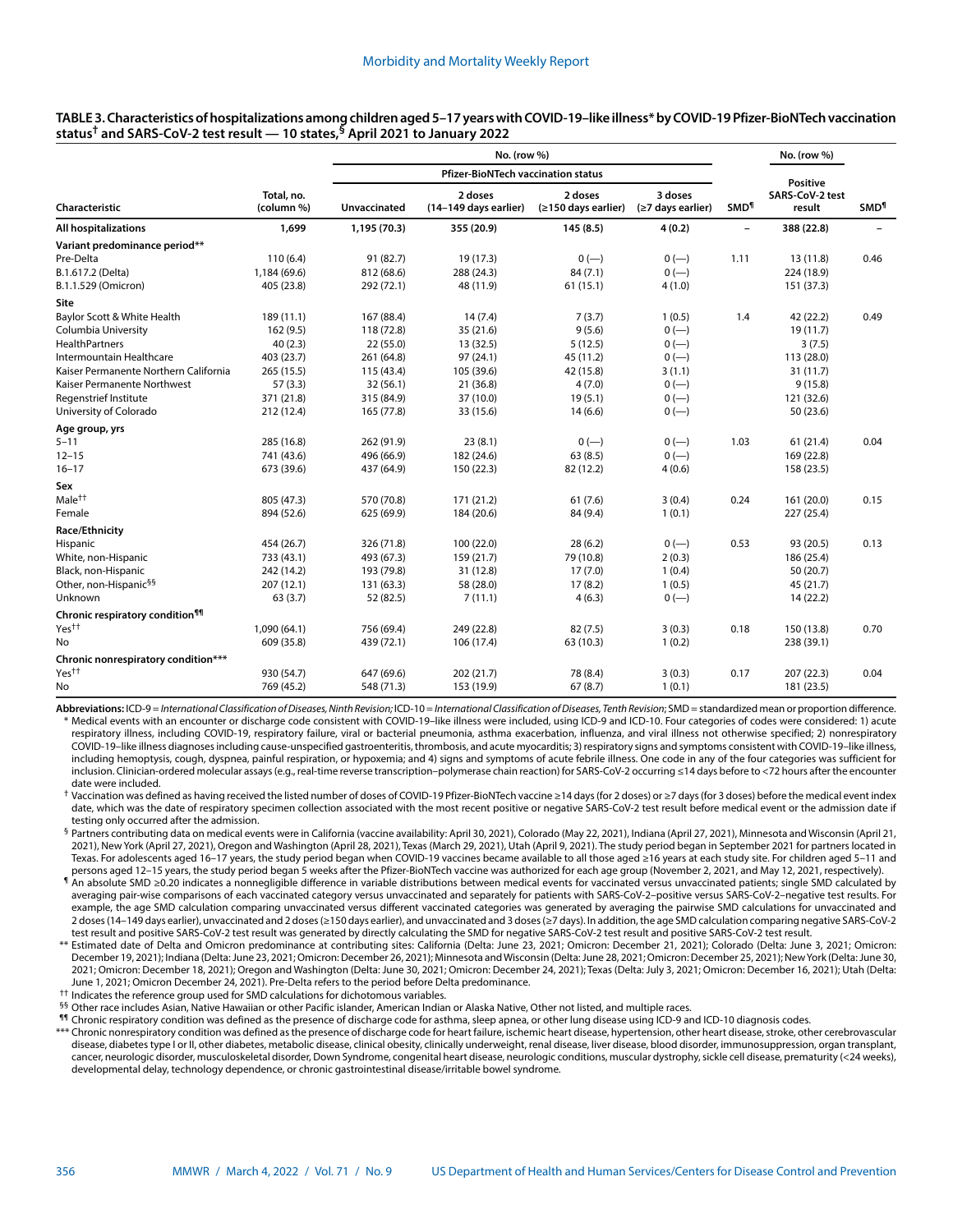**TABLE 3. Characteristics of hospitalizations among children aged 5–17 years with COVID-19–like illness* by COVID-19 Pfizer-BioNTech vaccination status† and SARS-CoV-2 test result — 10 states,§ April 2021 to January 2022**

| Characteristic | Total, no. (column %) | No. (row %) Pfizer-BioNTech vaccination status: Unvaccinated | 2 doses (14–149 days earlier) | 2 doses (≥150 days earlier) | 3 doses (≥7 days earlier) | SMD¶ | No. (row %) Positive SARS-CoV-2 test result | SMD¶ |
|---|---|---|---|---|---|---|---|---|
| **All hospitalizations** | **1,699** | **1,195 (70.3)** | **355 (20.9)** | **145 (8.5)** | **4 (0.2)** | **–** | **388 (22.8)** | **–** |
| **Variant predominance period**** | | | | | | | | |
| Pre-Delta | 110 (6.4) | 91 (82.7) | 19 (17.3) | 0 (—) | 0 (—) | 1.11 | 13 (11.8) | 0.46 |
| B.1.617.2 (Delta) | 1,184 (69.6) | 812 (68.6) | 288 (24.3) | 84 (7.1) | 0 (—) | | 224 (18.9) | |
| B.1.1.529 (Omicron) | 405 (23.8) | 292 (72.1) | 48 (11.9) | 61 (15.1) | 4 (1.0) | | 151 (37.3) | |
| **Site** | | | | | | | | |
| Baylor Scott & White Health | 189 (11.1) | 167 (88.4) | 14 (7.4) | 7 (3.7) | 1 (0.5) | 1.4 | 42 (22.2) | 0.49 |
| Columbia University | 162 (9.5) | 118 (72.8) | 35 (21.6) | 9 (5.6) | 0 (—) | | 19 (11.7) | |
| HealthPartners | 40 (2.3) | 22 (55.0) | 13 (32.5) | 5 (12.5) | 0 (—) | | 3 (7.5) | |
| Intermountain Healthcare | 403 (23.7) | 261 (64.8) | 97 (24.1) | 45 (11.2) | 0 (—) | | 113 (28.0) | |
| Kaiser Permanente Northern California | 265 (15.5) | 115 (43.4) | 105 (39.6) | 42 (15.8) | 3 (1.1) | | 31 (11.7) | |
| Kaiser Permanente Northwest | 57 (3.3) | 32 (56.1) | 21 (36.8) | 4 (7.0) | 0 (—) | | 9 (15.8) | |
| Regenstrief Institute | 371 (21.8) | 315 (84.9) | 37 (10.0) | 19 (5.1) | 0 (—) | | 121 (32.6) | |
| University of Colorado | 212 (12.4) | 165 (77.8) | 33 (15.6) | 14 (6.6) | 0 (—) | | 50 (23.6) | |
| **Age group, yrs** | | | | | | | | |
| 5–11 | 285 (16.8) | 262 (91.9) | 23 (8.1) | 0 (—) | 0 (—) | 1.03 | 61 (21.4) | 0.04 |
| 12–15 | 741 (43.6) | 496 (66.9) | 182 (24.6) | 63 (8.5) | 0 (—) | | 169 (22.8) | |
| 16–17 | 673 (39.6) | 437 (64.9) | 150 (22.3) | 82 (12.2) | 4 (0.6) | | 158 (23.5) | |
| **Sex** | | | | | | | | |
| Male†† | 805 (47.3) | 570 (70.8) | 171 (21.2) | 61 (7.6) | 3 (0.4) | 0.24 | 161 (20.0) | 0.15 |
| Female | 894 (52.6) | 625 (69.9) | 184 (20.6) | 84 (9.4) | 1 (0.1) | | 227 (25.4) | |
| **Race/Ethnicity** | | | | | | | | |
| Hispanic | 454 (26.7) | 326 (71.8) | 100 (22.0) | 28 (6.2) | 0 (—) | 0.53 | 93 (20.5) | 0.13 |
| White, non-Hispanic | 733 (43.1) | 493 (67.3) | 159 (21.7) | 79 (10.8) | 2 (0.3) | | 186 (25.4) | |
| Black, non-Hispanic | 242 (14.2) | 193 (79.8) | 31 (12.8) | 17 (7.0) | 1 (0.4) | | 50 (20.7) | |
| Other, non-Hispanic§§ | 207 (12.1) | 131 (63.3) | 58 (28.0) | 17 (8.2) | 1 (0.5) | | 45 (21.7) | |
| Unknown | 63 (3.7) | 52 (82.5) | 7 (11.1) | 4 (6.3) | 0 (—) | | 14 (22.2) | |
| **Chronic respiratory condition¶¶** | | | | | | | | |
| Yes†† | 1,090 (64.1) | 756 (69.4) | 249 (22.8) | 82 (7.5) | 3 (0.3) | 0.18 | 150 (13.8) | 0.70 |
| No | 609 (35.8) | 439 (72.1) | 106 (17.4) | 63 (10.3) | 1 (0.2) | | 238 (39.1) | |
| **Chronic nonrespiratory condition***** | | | | | | | | |
| Yes†† | 930 (54.7) | 647 (69.6) | 202 (21.7) | 78 (8.4) | 3 (0.3) | 0.17 | 207 (22.3) | 0.04 |
| No | 769 (45.2) | 548 (71.3) | 153 (19.9) | 67 (8.7) | 1 (0.1) | | 181 (23.5) | |

**Abbreviations:** ICD-9 = *International Classification of Diseases, Ninth Revision;* ICD-10 = *International Classification of Diseases, Tenth Revision*; SMD = standardized mean or proportion difference.

\* Medical events with an encounter or discharge code consistent with COVID-19–like illness were included, using ICD-9 and ICD-10. Four categories of codes were considered: 1) acute respiratory illness, including COVID-19, respiratory failure, viral or bacterial pneumonia, asthma exacerbation, influenza, and viral illness not otherwise specified; 2) nonrespiratory COVID-19–like illness diagnoses including cause-unspecified gastroenteritis, thrombosis, and acute myocarditis; 3) respiratory signs and symptoms consistent with COVID-19–like illness, including hemoptysis, cough, dyspnea, painful respiration, or hypoxemia; and 4) signs and symptoms of acute febrile illness. One code in any of the four categories was sufficient for inclusion. Clinician-ordered molecular assays (e.g., real-time reverse transcription–polymerase chain reaction) for SARS-CoV-2 occurring ≤14 days before to <72 hours after the encounter date were included.

† Vaccination was defined as having received the listed number of doses of COVID-19 Pfizer-BioNTech vaccine ≥14 days (for 2 doses) or ≥7 days (for 3 doses) before the medical event index date, which was the date of respiratory specimen collection associated with the most recent positive or negative SARS-CoV-2 test result before medical event or the admission date if testing only occurred after the admission.

§ Partners contributing data on medical events were in California (vaccine availability: April 30, 2021), Colorado (May 22, 2021), Indiana (April 27, 2021), Minnesota and Wisconsin (April 21, 2021), New York (April 27, 2021), Oregon and Washington (April 28, 2021), Texas (March 29, 2021), Utah (April 9, 2021). The study period began in September 2021 for partners located in Texas. For adolescents aged 16–17 years, the study period began when COVID-19 vaccines became available to all those aged ≥16 years at each study site. For children aged 5–11 and persons aged 12–15 years, the study period began 5 weeks after the Pfizer-BioNTech vaccine was authorized for each age group (November 2, 2021, and May 12, 2021, respectively).

¶ An absolute SMD ≥0.20 indicates a nonnegligible difference in variable distributions between medical events for vaccinated versus unvaccinated patients; single SMD calculated by averaging pair-wise comparisons of each vaccinated category versus unvaccinated and separately for patients with SARS-CoV-2–positive versus SARS-CoV-2–negative test results. For example, the age SMD calculation comparing unvaccinated versus different vaccinated categories was generated by averaging the pairwise SMD calculations for unvaccinated and 2 doses (14–149 days earlier), unvaccinated and 2 doses (≥150 days earlier), and unvaccinated and 3 doses (≥7 days). In addition, the age SMD calculation comparing negative SARS-CoV-2 test result and positive SARS-CoV-2 test result was generated by directly calculating the SMD for negative SARS-CoV-2 test result and positive SARS-CoV-2 test result.

** Estimated date of Delta and Omicron predominance at contributing sites: California (Delta: June 23, 2021; Omicron: December 21, 2021); Colorado (Delta: June 3, 2021; Omicron: December 19, 2021); Indiana (Delta: June 23, 2021; Omicron: December 26, 2021); Minnesota and Wisconsin (Delta: June 28, 2021; Omicron: December 25, 2021); New York (Delta: June 30, 2021; Omicron: December 18, 2021); Oregon and Washington (Delta: June 30, 2021; Omicron: December 24, 2021); Texas (Delta: July 3, 2021; Omicron: December 16, 2021); Utah (Delta: June 1, 2021; Omicron December 24, 2021). Pre-Delta refers to the period before Delta predominance.

†† Indicates the reference group used for SMD calculations for dichotomous variables.

§§ Other race includes Asian, Native Hawaiian or other Pacific islander, American Indian or Alaska Native, Other not listed, and multiple races.

¶¶ Chronic respiratory condition was defined as the presence of discharge code for asthma, sleep apnea, or other lung disease using ICD-9 and ICD-10 diagnosis codes.

*** Chronic nonrespiratory condition was defined as the presence of discharge code for heart failure, ischemic heart disease, hypertension, other heart disease, stroke, other cerebrovascular disease, diabetes type I or II, other diabetes, metabolic disease, clinical obesity, clinically underweight, renal disease, liver disease, blood disorder, immunosuppression, organ transplant, cancer, neurologic disorder, musculoskeletal disorder, Down Syndrome, congenital heart disease, neurologic conditions, muscular dystrophy, sickle cell disease, prematurity (<24 weeks), developmental delay, technology dependence, or chronic gastrointestinal disease/irritable bowel syndrome.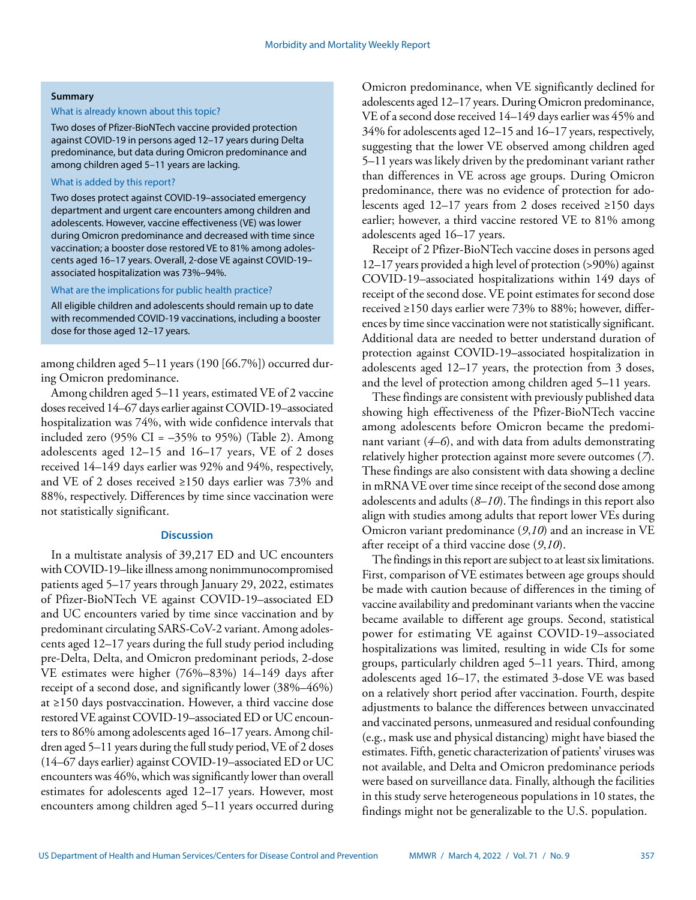**Summary**

What is already known about this topic?

Two doses of Pfizer-BioNTech vaccine provided protection against COVID-19 in persons aged 12–17 years during Delta predominance, but data during Omicron predominance and among children aged 5–11 years are lacking.

What is added by this report?

Two doses protect against COVID-19–associated emergency department and urgent care encounters among children and adolescents. However, vaccine effectiveness (VE) was lower during Omicron predominance and decreased with time since vaccination; a booster dose restored VE to 81% among adolescents aged 16–17 years. Overall, 2-dose VE against COVID-19–associated hospitalization was 73%–94%.

What are the implications for public health practice?

All eligible children and adolescents should remain up to date with recommended COVID-19 vaccinations, including a booster dose for those aged 12–17 years.

among children aged 5–11 years (190 [66.7%]) occurred during Omicron predominance.

Among children aged 5–11 years, estimated VE of 2 vaccine doses received 14–67 days earlier against COVID-19–associated hospitalization was 74%, with wide confidence intervals that included zero (95% CI = –35% to 95%) (Table 2). Among adolescents aged 12–15 and 16–17 years, VE of 2 doses received 14–149 days earlier was 92% and 94%, respectively, and VE of 2 doses received ≥150 days earlier was 73% and 88%, respectively. Differences by time since vaccination were not statistically significant.

## Discussion

In a multistate analysis of 39,217 ED and UC encounters with COVID-19–like illness among nonimmunocompromised patients aged 5–17 years through January 29, 2022, estimates of Pfizer-BioNTech VE against COVID-19–associated ED and UC encounters varied by time since vaccination and by predominant circulating SARS-CoV-2 variant. Among adolescents aged 12–17 years during the full study period including pre-Delta, Delta, and Omicron predominant periods, 2-dose VE estimates were higher (76%–83%) 14–149 days after receipt of a second dose, and significantly lower (38%–46%) at ≥150 days postvaccination. However, a third vaccine dose restored VE against COVID-19–associated ED or UC encounters to 86% among adolescents aged 16–17 years. Among children aged 5–11 years during the full study period, VE of 2 doses (14–67 days earlier) against COVID-19–associated ED or UC encounters was 46%, which was significantly lower than overall estimates for adolescents aged 12–17 years. However, most encounters among children aged 5–11 years occurred during Omicron predominance, when VE significantly declined for adolescents aged 12–17 years. During Omicron predominance, VE of a second dose received 14–149 days earlier was 45% and 34% for adolescents aged 12–15 and 16–17 years, respectively, suggesting that the lower VE observed among children aged 5–11 years was likely driven by the predominant variant rather than differences in VE across age groups. During Omicron predominance, there was no evidence of protection for adolescents aged 12–17 years from 2 doses received ≥150 days earlier; however, a third vaccine restored VE to 81% among adolescents aged 16–17 years.

Receipt of 2 Pfizer-BioNTech vaccine doses in persons aged 12–17 years provided a high level of protection (>90%) against COVID-19–associated hospitalizations within 149 days of receipt of the second dose. VE point estimates for second dose received ≥150 days earlier were 73% to 88%; however, differences by time since vaccination were not statistically significant. Additional data are needed to better understand duration of protection against COVID-19–associated hospitalization in adolescents aged 12–17 years, the protection from 3 doses, and the level of protection among children aged 5–11 years.

These findings are consistent with previously published data showing high effectiveness of the Pfizer-BioNTech vaccine among adolescents before Omicron became the predominant variant (*4*–*6*), and with data from adults demonstrating relatively higher protection against more severe outcomes (*7*). These findings are also consistent with data showing a decline in mRNA VE over time since receipt of the second dose among adolescents and adults (*8*–*10*). The findings in this report also align with studies among adults that report lower VEs during Omicron variant predominance (*9*,*10*) and an increase in VE after receipt of a third vaccine dose (*9*,*10*).

The findings in this report are subject to at least six limitations. First, comparison of VE estimates between age groups should be made with caution because of differences in the timing of vaccine availability and predominant variants when the vaccine became available to different age groups. Second, statistical power for estimating VE against COVID-19–associated hospitalizations was limited, resulting in wide CIs for some groups, particularly children aged 5–11 years. Third, among adolescents aged 16–17, the estimated 3-dose VE was based on a relatively short period after vaccination. Fourth, despite adjustments to balance the differences between unvaccinated and vaccinated persons, unmeasured and residual confounding (e.g., mask use and physical distancing) might have biased the estimates. Fifth, genetic characterization of patients' viruses was not available, and Delta and Omicron predominance periods were based on surveillance data. Finally, although the facilities in this study serve heterogeneous populations in 10 states, the findings might not be generalizable to the U.S. population.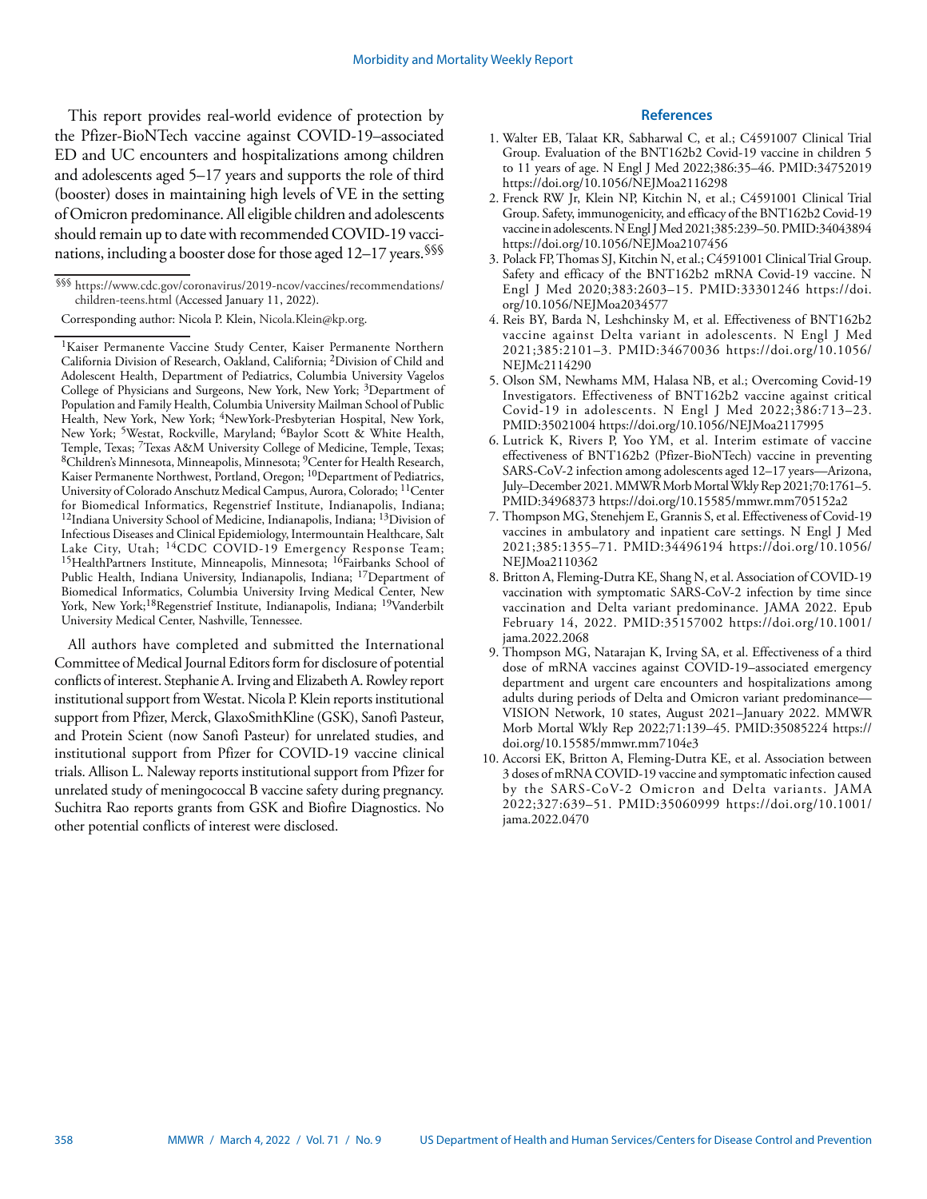This report provides real-world evidence of protection by the Pfizer-BioNTech vaccine against COVID-19–associated ED and UC encounters and hospitalizations among children and adolescents aged 5–17 years and supports the role of third (booster) doses in maintaining high levels of VE in the setting of Omicron predominance. All eligible children and adolescents should remain up to date with recommended COVID-19 vaccinations, including a booster dose for those aged 12–17 years.[§§§]

[§§§] https://www.cdc.gov/coronavirus/2019-ncov/vaccines/recommendations/children-teens.html (Accessed January 11, 2022).

Corresponding author: Nicola P. Klein, Nicola.Klein@kp.org.

[1]Kaiser Permanente Vaccine Study Center, Kaiser Permanente Northern California Division of Research, Oakland, California; [2]Division of Child and Adolescent Health, Department of Pediatrics, Columbia University Vagelos College of Physicians and Surgeons, New York, New York; [3]Department of Population and Family Health, Columbia University Mailman School of Public Health, New York, New York; [4]NewYork-Presbyterian Hospital, New York, New York; [5]Westat, Rockville, Maryland; [6]Baylor Scott & White Health, Temple, Texas; [7]Texas A&M University College of Medicine, Temple, Texas; [8]Children's Minnesota, Minneapolis, Minnesota; [9]Center for Health Research, Kaiser Permanente Northwest, Portland, Oregon; [10]Department of Pediatrics, University of Colorado Anschutz Medical Campus, Aurora, Colorado; [11]Center for Biomedical Informatics, Regenstrief Institute, Indianapolis, Indiana; [12]Indiana University School of Medicine, Indianapolis, Indiana; [13]Division of Infectious Diseases and Clinical Epidemiology, Intermountain Healthcare, Salt Lake City, Utah; [14]CDC COVID-19 Emergency Response Team; [15]HealthPartners Institute, Minneapolis, Minnesota; [16]Fairbanks School of Public Health, Indiana University, Indianapolis, Indiana; [17]Department of Biomedical Informatics, Columbia University Irving Medical Center, New York, New York;[18]Regenstrief Institute, Indianapolis, Indiana; [19]Vanderbilt University Medical Center, Nashville, Tennessee.

All authors have completed and submitted the International Committee of Medical Journal Editors form for disclosure of potential conflicts of interest. Stephanie A. Irving and Elizabeth A. Rowley report institutional support from Westat. Nicola P. Klein reports institutional support from Pfizer, Merck, GlaxoSmithKline (GSK), Sanofi Pasteur, and Protein Scient (now Sanofi Pasteur) for unrelated studies, and institutional support from Pfizer for COVID-19 vaccine clinical trials. Allison L. Naleway reports institutional support from Pfizer for unrelated study of meningococcal B vaccine safety during pregnancy. Suchitra Rao reports grants from GSK and Biofire Diagnostics. No other potential conflicts of interest were disclosed.

## References

1. Walter EB, Talaat KR, Sabharwal C, et al.; C4591007 Clinical Trial Group. Evaluation of the BNT162b2 Covid-19 vaccine in children 5 to 11 years of age. N Engl J Med 2022;386:35–46. PMID:34752019 https://doi.org/10.1056/NEJMoa2116298
2. Frenck RW Jr, Klein NP, Kitchin N, et al.; C4591001 Clinical Trial Group. Safety, immunogenicity, and efficacy of the BNT162b2 Covid-19 vaccine in adolescents. N Engl J Med 2021;385:239–50. PMID:34043894 https://doi.org/10.1056/NEJMoa2107456
3. Polack FP, Thomas SJ, Kitchin N, et al.; C4591001 Clinical Trial Group. Safety and efficacy of the BNT162b2 mRNA Covid-19 vaccine. N Engl J Med 2020;383:2603–15. PMID:33301246 https://doi.org/10.1056/NEJMoa2034577
4. Reis BY, Barda N, Leshchinsky M, et al. Effectiveness of BNT162b2 vaccine against Delta variant in adolescents. N Engl J Med 2021;385:2101–3. PMID:34670036 https://doi.org/10.1056/NEJMc2114290
5. Olson SM, Newhams MM, Halasa NB, et al.; Overcoming Covid-19 Investigators. Effectiveness of BNT162b2 vaccine against critical Covid-19 in adolescents. N Engl J Med 2022;386:713–23. PMID:35021004 https://doi.org/10.1056/NEJMoa2117995
6. Lutrick K, Rivers P, Yoo YM, et al. Interim estimate of vaccine effectiveness of BNT162b2 (Pfizer-BioNTech) vaccine in preventing SARS-CoV-2 infection among adolescents aged 12–17 years—Arizona, July–December 2021. MMWR Morb Mortal Wkly Rep 2021;70:1761–5. PMID:34968373 https://doi.org/10.15585/mmwr.mm705152a2
7. Thompson MG, Stenehjem E, Grannis S, et al. Effectiveness of Covid-19 vaccines in ambulatory and inpatient care settings. N Engl J Med 2021;385:1355–71. PMID:34496194 https://doi.org/10.1056/NEJMoa2110362
8. Britton A, Fleming-Dutra KE, Shang N, et al. Association of COVID-19 vaccination with symptomatic SARS-CoV-2 infection by time since vaccination and Delta variant predominance. JAMA 2022. Epub February 14, 2022. PMID:35157002 https://doi.org/10.1001/jama.2022.2068
9. Thompson MG, Natarajan K, Irving SA, et al. Effectiveness of a third dose of mRNA vaccines against COVID-19–associated emergency department and urgent care encounters and hospitalizations among adults during periods of Delta and Omicron variant predominance—VISION Network, 10 states, August 2021–January 2022. MMWR Morb Mortal Wkly Rep 2022;71:139–45. PMID:35085224 https://doi.org/10.15585/mmwr.mm7104e3
10. Accorsi EK, Britton A, Fleming-Dutra KE, et al. Association between 3 doses of mRNA COVID-19 vaccine and symptomatic infection caused by the SARS-CoV-2 Omicron and Delta variants. JAMA 2022;327:639–51. PMID:35060999 https://doi.org/10.1001/jama.2022.0470